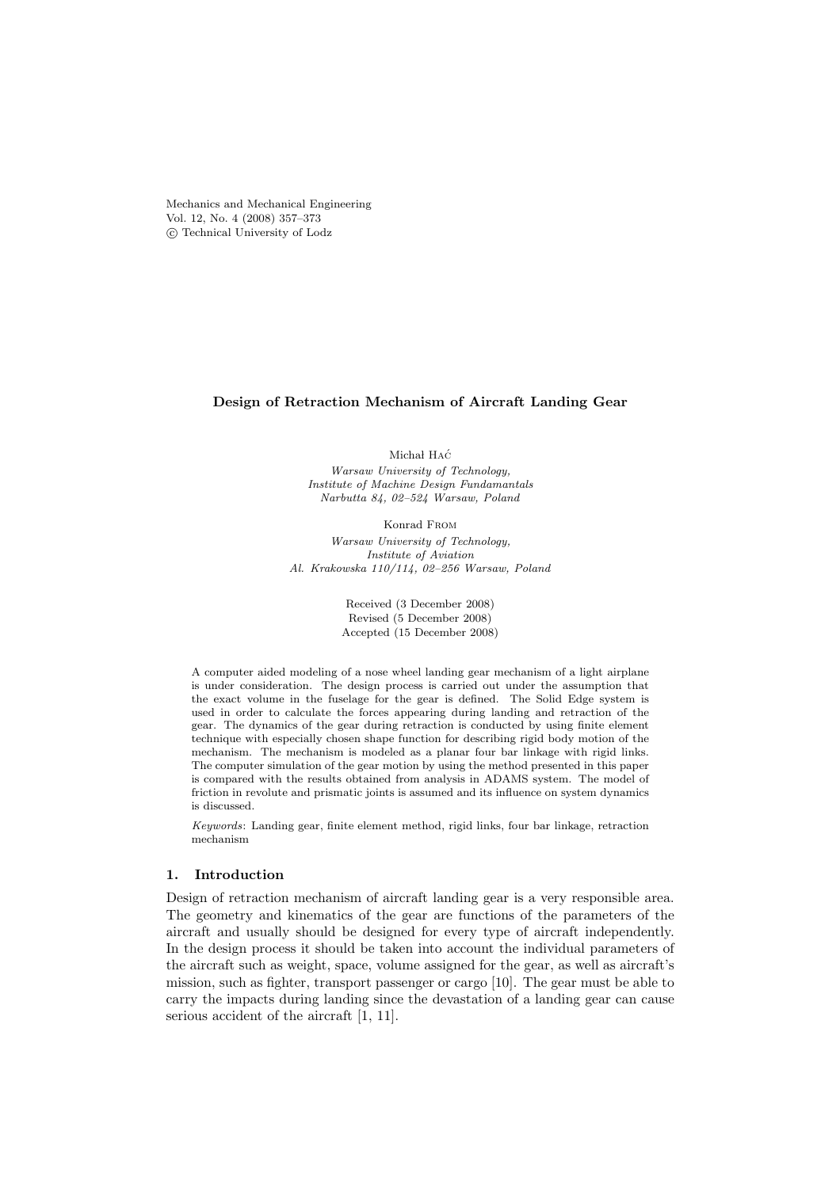Mechanics and Mechanical Engineering
Vol. 12, No. 4 (2008) 357–373
© Technical University of Lodz

# Design of Retraction Mechanism of Aircraft Landing Gear

Michał Hać

*Warsaw University of Technology,*
*Institute of Machine Design Fundamantals*
*Narbutta 84, 02–524 Warsaw, Poland*

Konrad From

*Warsaw University of Technology,*
*Institute of Aviation*
*Al. Krakowska 110/114, 02–256 Warsaw, Poland*

Received (3 December 2008)
Revised (5 December 2008)
Accepted (15 December 2008)

A computer aided modeling of a nose wheel landing gear mechanism of a light airplane is under consideration. The design process is carried out under the assumption that the exact volume in the fuselage for the gear is defined. The Solid Edge system is used in order to calculate the forces appearing during landing and retraction of the gear. The dynamics of the gear during retraction is conducted by using finite element technique with especially chosen shape function for describing rigid body motion of the mechanism. The mechanism is modeled as a planar four bar linkage with rigid links. The computer simulation of the gear motion by using the method presented in this paper is compared with the results obtained from analysis in ADAMS system. The model of friction in revolute and prismatic joints is assumed and its influence on system dynamics is discussed.

*Keywords*: Landing gear, finite element method, rigid links, four bar linkage, retraction mechanism

## 1. Introduction

Design of retraction mechanism of aircraft landing gear is a very responsible area. The geometry and kinematics of the gear are functions of the parameters of the aircraft and usually should be designed for every type of aircraft independently. In the design process it should be taken into account the individual parameters of the aircraft such as weight, space, volume assigned for the gear, as well as aircraft's mission, such as fighter, transport passenger or cargo [10]. The gear must be able to carry the impacts during landing since the devastation of a landing gear can cause serious accident of the aircraft [1, 11].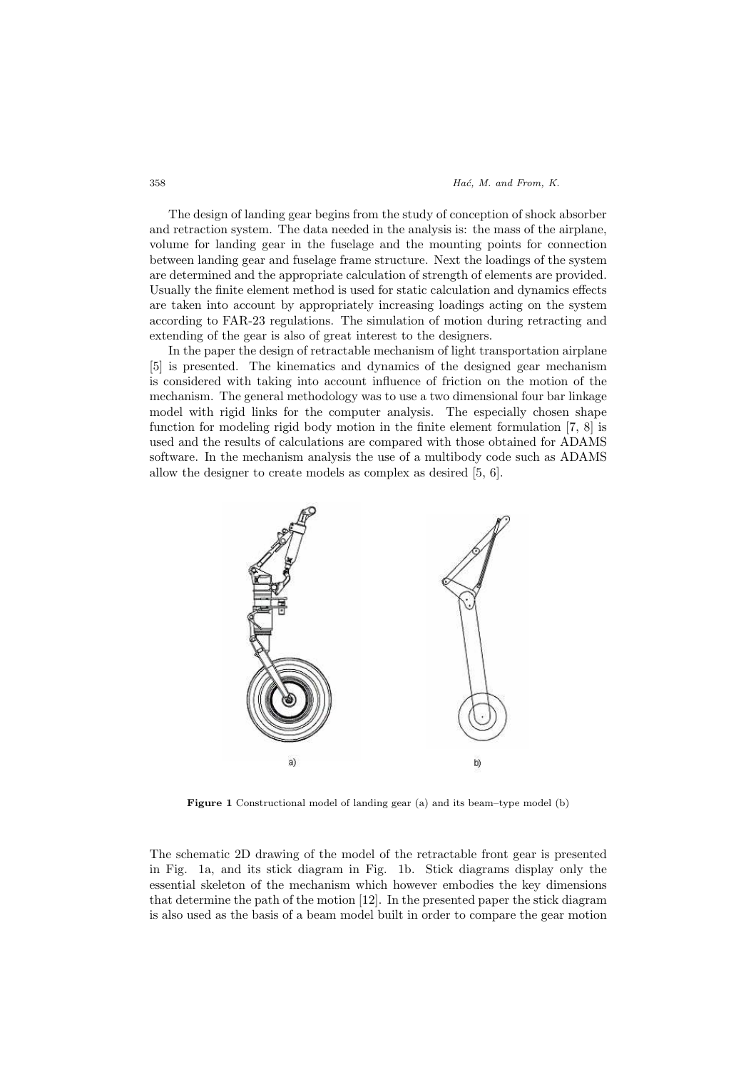The design of landing gear begins from the study of conception of shock absorber and retraction system. The data needed in the analysis is: the mass of the airplane, volume for landing gear in the fuselage and the mounting points for connection between landing gear and fuselage frame structure. Next the loadings of the system are determined and the appropriate calculation of strength of elements are provided. Usually the finite element method is used for static calculation and dynamics effects are taken into account by appropriately increasing loadings acting on the system according to FAR-23 regulations. The simulation of motion during retracting and extending of the gear is also of great interest to the designers.

In the paper the design of retractable mechanism of light transportation airplane [5] is presented. The kinematics and dynamics of the designed gear mechanism is considered with taking into account influence of friction on the motion of the mechanism. The general methodology was to use a two dimensional four bar linkage model with rigid links for the computer analysis. The especially chosen shape function for modeling rigid body motion in the finite element formulation [7, 8] is used and the results of calculations are compared with those obtained for ADAMS software. In the mechanism analysis the use of a multibody code such as ADAMS allow the designer to create models as complex as desired [5, 6].

**Figure 1** Constructional model of landing gear (a) and its beam–type model (b)

The schematic 2D drawing of the model of the retractable front gear is presented in Fig. 1a, and its stick diagram in Fig. 1b. Stick diagrams display only the essential skeleton of the mechanism which however embodies the key dimensions that determine the path of the motion [12]. In the presented paper the stick diagram is also used as the basis of a beam model built in order to compare the gear motion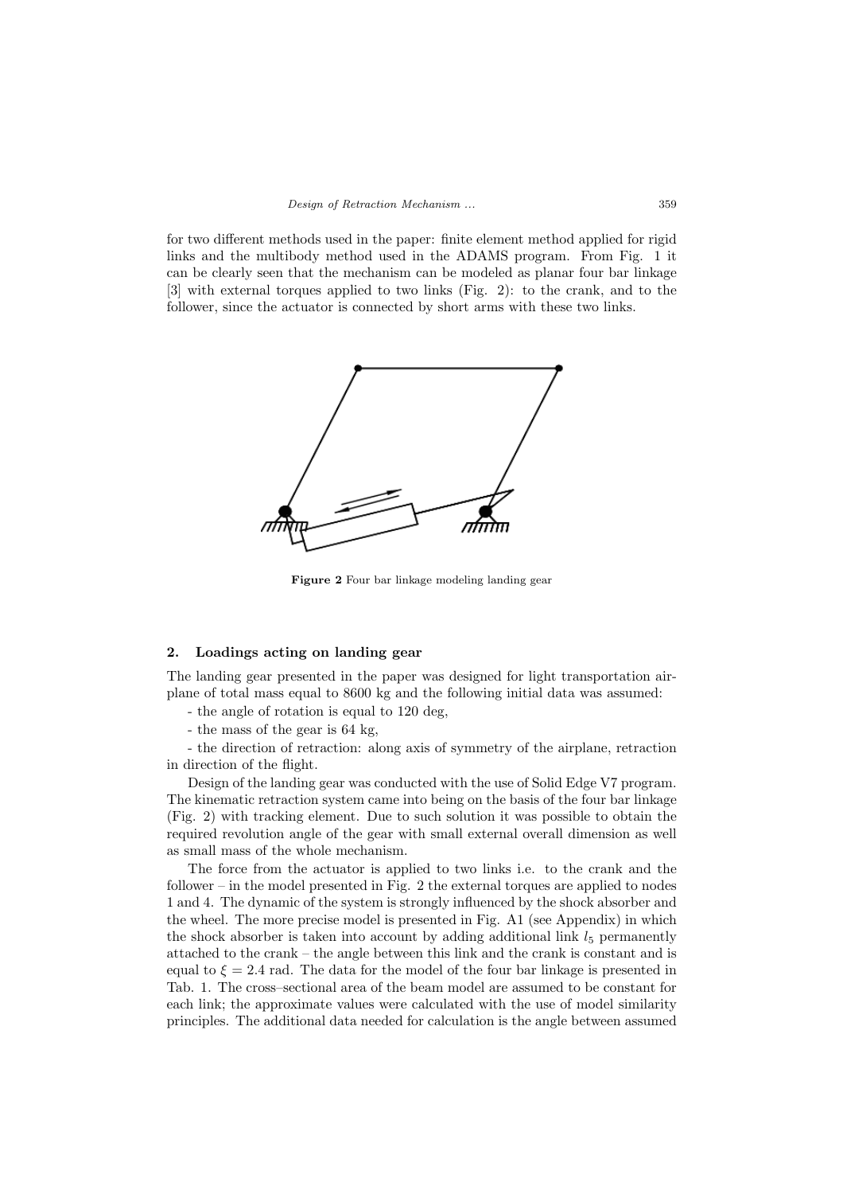for two different methods used in the paper: finite element method applied for rigid links and the multibody method used in the ADAMS program. From Fig. 1 it can be clearly seen that the mechanism can be modeled as planar four bar linkage [3] with external torques applied to two links (Fig. 2): to the crank, and to the follower, since the actuator is connected by short arms with these two links.

**Figure 2** Four bar linkage modeling landing gear

## 2. Loadings acting on landing gear

The landing gear presented in the paper was designed for light transportation airplane of total mass equal to 8600 kg and the following initial data was assumed:

- the angle of rotation is equal to 120 deg,
- the mass of the gear is 64 kg,
- the direction of retraction: along axis of symmetry of the airplane, retraction in direction of the flight.

Design of the landing gear was conducted with the use of Solid Edge V7 program. The kinematic retraction system came into being on the basis of the four bar linkage (Fig. 2) with tracking element. Due to such solution it was possible to obtain the required revolution angle of the gear with small external overall dimension as well as small mass of the whole mechanism.

The force from the actuator is applied to two links i.e. to the crank and the follower – in the model presented in Fig. 2 the external torques are applied to nodes 1 and 4. The dynamic of the system is strongly influenced by the shock absorber and the wheel. The more precise model is presented in Fig. A1 (see Appendix) in which the shock absorber is taken into account by adding additional link $l_5$ permanently attached to the crank – the angle between this link and the crank is constant and is equal to $\xi = 2.4$ rad. The data for the model of the four bar linkage is presented in Tab. 1. The cross–sectional area of the beam model are assumed to be constant for each link; the approximate values were calculated with the use of model similarity principles. The additional data needed for calculation is the angle between assumed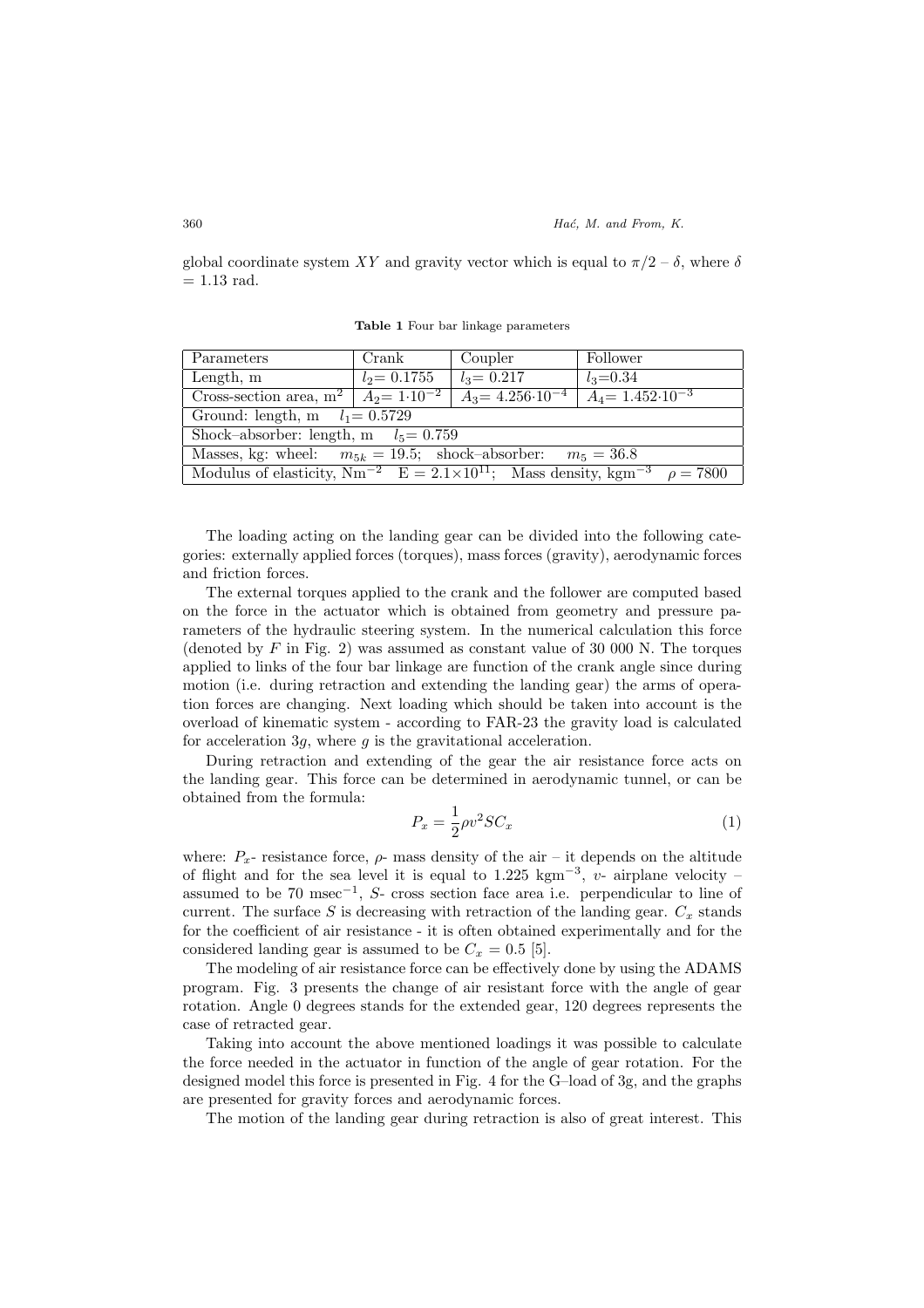global coordinate system $XY$ and gravity vector which is equal to $\pi/2 - \delta$, where $\delta = 1.13$ rad.

**Table 1** Four bar linkage parameters

| Parameters | Crank | Coupler | Follower |
|---|---|---|---|
| Length, m | $l_2 = 0.1755$ | $l_3 = 0.217$ | $l_3$=0.34 |
| Cross-section area, m$^2$ | $A_2 = 1{\cdot}10^{-2}$ | $A_3 = 4.256{\cdot}10^{-4}$ | $A_4 = 1.452{\cdot}10^{-3}$ |
| Ground: length, m $\quad l_1 = 0.5729$ | | | |
| Shock–absorber: length, m $\quad l_5 = 0.759$ | | | |
| Masses, kg: wheel: $\quad m_{5k} = 19.5$; shock–absorber: $\quad m_5 = 36.8$ | | | |
| Modulus of elasticity, Nm$^{-2}$ $\quad$ E $= 2.1{\times}10^{11}$; Mass density, kgm$^{-3}$ $\quad \rho = 7800$ | | | |

The loading acting on the landing gear can be divided into the following categories: externally applied forces (torques), mass forces (gravity), aerodynamic forces and friction forces.

The external torques applied to the crank and the follower are computed based on the force in the actuator which is obtained from geometry and pressure parameters of the hydraulic steering system. In the numerical calculation this force (denoted by $F$ in Fig. 2) was assumed as constant value of 30 000 N. The torques applied to links of the four bar linkage are function of the crank angle since during motion (i.e. during retraction and extending the landing gear) the arms of operation forces are changing. Next loading which should be taken into account is the overload of kinematic system - according to FAR-23 the gravity load is calculated for acceleration $3g$, where $g$ is the gravitational acceleration.

During retraction and extending of the gear the air resistance force acts on the landing gear. This force can be determined in aerodynamic tunnel, or can be obtained from the formula:

$$P_x = \frac{1}{2}\rho v^2 S C_x \tag{1}$$

where: $P_x$- resistance force, $\rho$- mass density of the air – it depends on the altitude of flight and for the sea level it is equal to 1.225 kgm$^{-3}$, $v$- airplane velocity – assumed to be 70 msec$^{-1}$, $S$- cross section face area i.e. perpendicular to line of current. The surface $S$ is decreasing with retraction of the landing gear. $C_x$ stands for the coefficient of air resistance - it is often obtained experimentally and for the considered landing gear is assumed to be $C_x = 0.5$ [5].

The modeling of air resistance force can be effectively done by using the ADAMS program. Fig. 3 presents the change of air resistant force with the angle of gear rotation. Angle 0 degrees stands for the extended gear, 120 degrees represents the case of retracted gear.

Taking into account the above mentioned loadings it was possible to calculate the force needed in the actuator in function of the angle of gear rotation. For the designed model this force is presented in Fig. 4 for the G–load of 3g, and the graphs are presented for gravity forces and aerodynamic forces.

The motion of the landing gear during retraction is also of great interest. This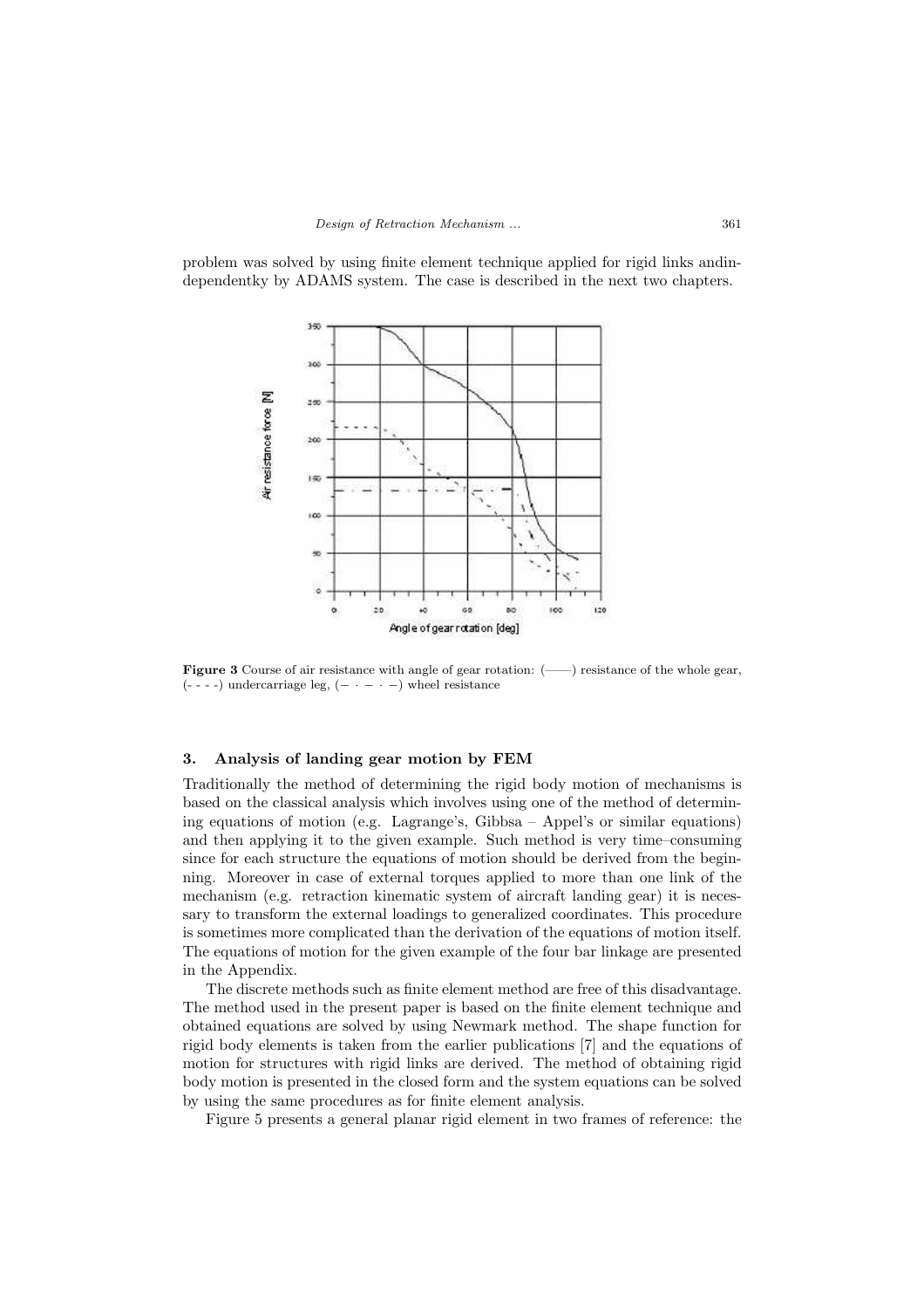problem was solved by using finite element technique applied for rigid links andindependentky by ADAMS system. The case is described in the next two chapters.

**Figure 3** Course of air resistance with angle of gear rotation: (——) resistance of the whole gear, (- - - -) undercarriage leg, (− · − · −) wheel resistance

## 3. Analysis of landing gear motion by FEM

Traditionally the method of determining the rigid body motion of mechanisms is based on the classical analysis which involves using one of the method of determining equations of motion (e.g. Lagrange's, Gibbsa – Appel's or similar equations) and then applying it to the given example. Such method is very time–consuming since for each structure the equations of motion should be derived from the beginning. Moreover in case of external torques applied to more than one link of the mechanism (e.g. retraction kinematic system of aircraft landing gear) it is necessary to transform the external loadings to generalized coordinates. This procedure is sometimes more complicated than the derivation of the equations of motion itself. The equations of motion for the given example of the four bar linkage are presented in the Appendix.

The discrete methods such as finite element method are free of this disadvantage. The method used in the present paper is based on the finite element technique and obtained equations are solved by using Newmark method. The shape function for rigid body elements is taken from the earlier publications [7] and the equations of motion for structures with rigid links are derived. The method of obtaining rigid body motion is presented in the closed form and the system equations can be solved by using the same procedures as for finite element analysis.

Figure 5 presents a general planar rigid element in two frames of reference: the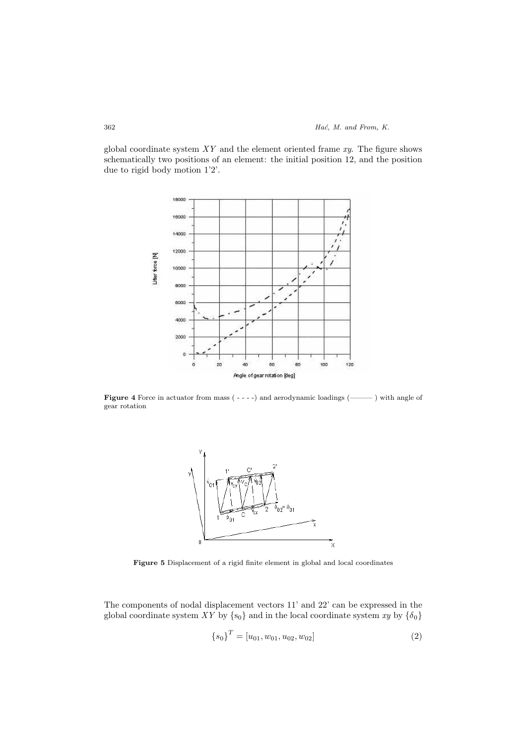global coordinate system $XY$ and the element oriented frame $xy$. The figure shows schematically two positions of an element: the initial position 12, and the position due to rigid body motion 1'2'.

**Figure 4** Force in actuator from mass ( - - - -) and aerodynamic loadings (——— ) with angle of gear rotation

**Figure 5** Displacement of a rigid finite element in global and local coordinates

The components of nodal displacement vectors 11' and 22' can be expressed in the global coordinate system $XY$ by $\{s_0\}$ and in the local coordinate system $xy$ by $\{\delta_0\}$

$$\{s_0\}^T = [u_{01}, w_{01}, u_{02}, w_{02}] \tag{2}$$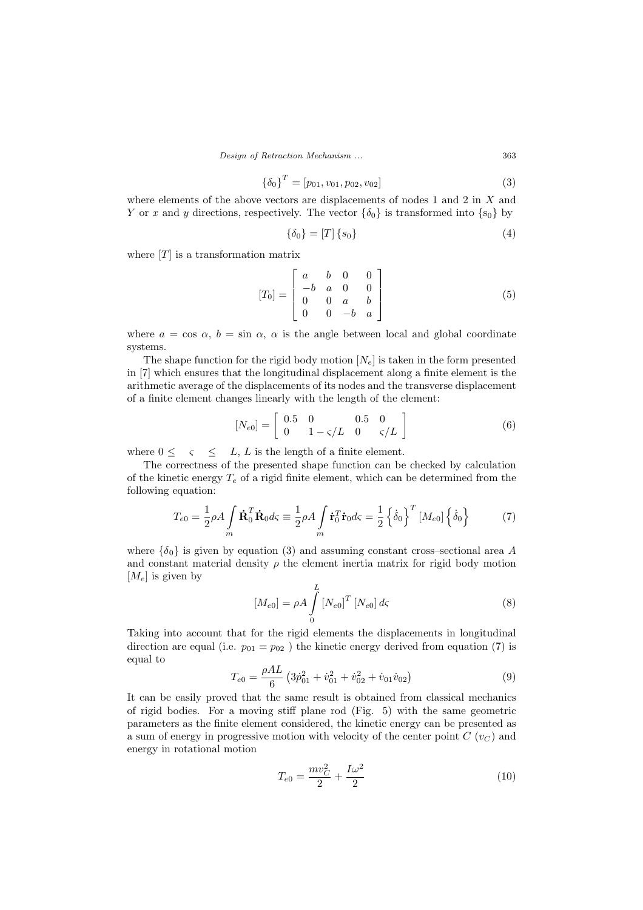$$\{\delta_0\}^T = [p_{01}, v_{01}, p_{02}, v_{02}] \tag{3}$$

where elements of the above vectors are displacements of nodes 1 and 2 in $X$ and $Y$ or $x$ and $y$ directions, respectively. The vector $\{\delta_0\}$ is transformed into $\{s_0\}$ by

$$\{\delta_0\} = [T]\{s_0\} \tag{4}$$

where $[T]$ is a transformation matrix

$$[T_0] = \begin{bmatrix} a & b & 0 & 0 \\ -b & a & 0 & 0 \\ 0 & 0 & a & b \\ 0 & 0 & -b & a \end{bmatrix} \tag{5}$$

where $a = \cos\,\alpha$, $b = \sin\,\alpha$, $\alpha$ is the angle between local and global coordinate systems.

The shape function for the rigid body motion $[N_e]$ is taken in the form presented in [7] which ensures that the longitudinal displacement along a finite element is the arithmetic average of the displacements of its nodes and the transverse displacement of a finite element changes linearly with the length of the element:

$$[N_{e0}] = \begin{bmatrix} 0.5 & 0 & 0.5 & 0 \\ 0 & 1 - \varsigma/L & 0 & \varsigma/L \end{bmatrix} \tag{6}$$

where $0 \leq \varsigma \leq L$, $L$ is the length of a finite element.

The correctness of the presented shape function can be checked by calculation of the kinetic energy $T_e$ of a rigid finite element, which can be determined from the following equation:

$$T_{e0} = \frac{1}{2}\rho A \int\limits_m \dot{\mathbf{R}}_0^T \dot{\mathbf{R}}_0 d\varsigma \equiv \frac{1}{2}\rho A \int\limits_m \dot{\mathbf{r}}_0^T \dot{\mathbf{r}}_0 d\varsigma = \frac{1}{2}\left\{\dot{\delta}_0\right\}^T [M_{e0}] \left\{\dot{\delta}_0\right\} \tag{7}$$

where $\{\delta_0\}$ is given by equation (3) and assuming constant cross–sectional area $A$ and constant material density $\rho$ the element inertia matrix for rigid body motion $[M_e]$ is given by

$$[M_{e0}] = \rho A \int\limits_0^L [N_{e0}]^T [N_{e0}]\, d\varsigma \tag{8}$$

Taking into account that for the rigid elements the displacements in longitudinal direction are equal (i.e. $p_{01} = p_{02}$ ) the kinetic energy derived from equation (7) is equal to

$$T_{e0} = \frac{\rho A L}{6}\left(3\dot{p}_{01}^2 + \dot{v}_{01}^2 + \dot{v}_{02}^2 + \dot{v}_{01}\dot{v}_{02}\right) \tag{9}$$

It can be easily proved that the same result is obtained from classical mechanics of rigid bodies. For a moving stiff plane rod (Fig. 5) with the same geometric parameters as the finite element considered, the kinetic energy can be presented as a sum of energy in progressive motion with velocity of the center point $C$ ($v_C$) and energy in rotational motion

$$T_{e0} = \frac{m v_C^2}{2} + \frac{I\omega^2}{2} \tag{10}$$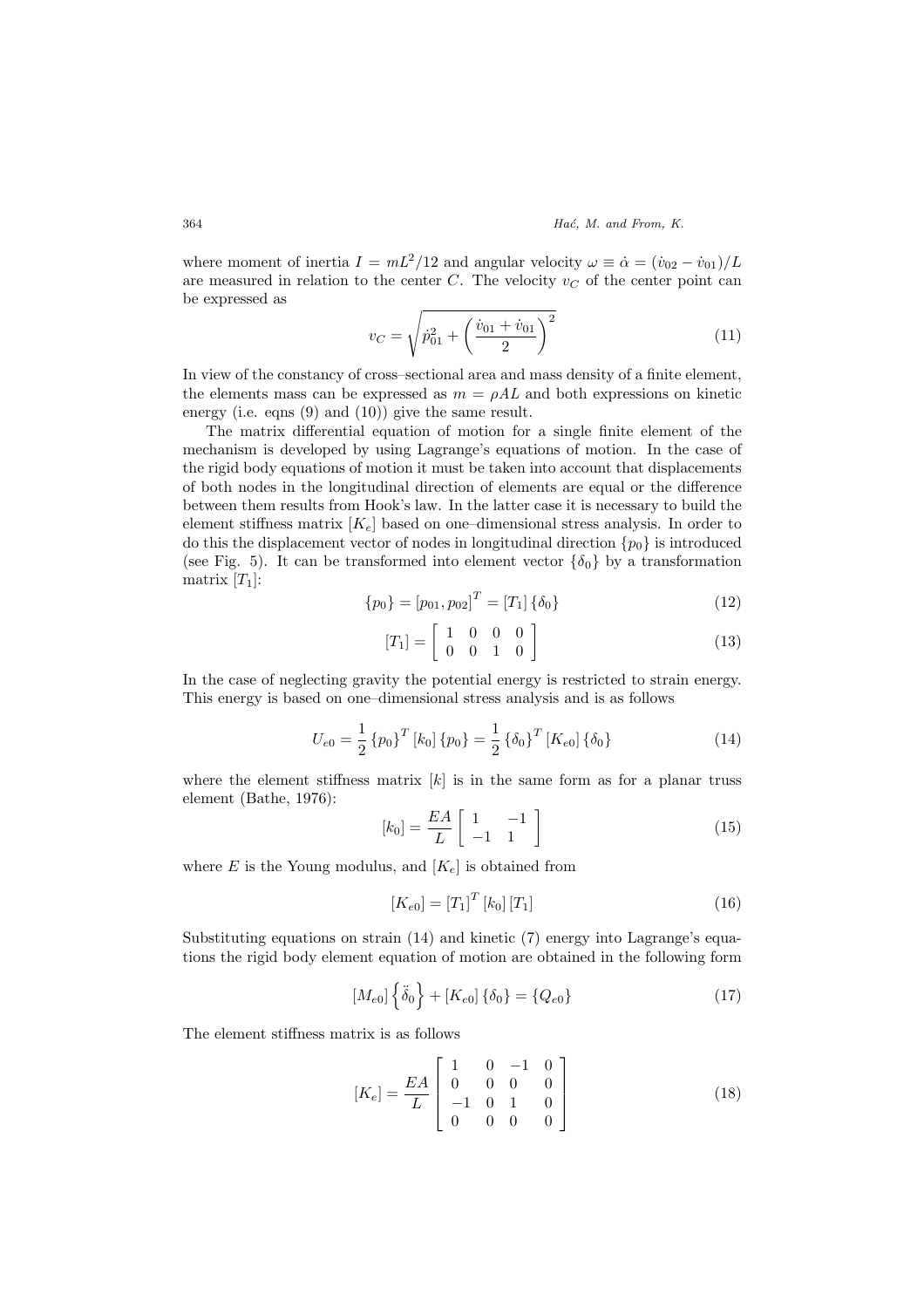where moment of inertia $I = mL^2/12$ and angular velocity $\omega \equiv \dot{\alpha} = (\dot{v}_{02} - \dot{v}_{01})/L$ are measured in relation to the center $C$. The velocity $v_C$ of the center point can be expressed as

$$v_C = \sqrt{\dot{p}_{01}^2 + \left(\frac{\dot{v}_{01} + \dot{v}_{01}}{2}\right)^2} \tag{11}$$

In view of the constancy of cross–sectional area and mass density of a finite element, the elements mass can be expressed as $m = \rho AL$ and both expressions on kinetic energy (i.e. eqns (9) and (10)) give the same result.

The matrix differential equation of motion for a single finite element of the mechanism is developed by using Lagrange's equations of motion. In the case of the rigid body equations of motion it must be taken into account that displacements of both nodes in the longitudinal direction of elements are equal or the difference between them results from Hook's law. In the latter case it is necessary to build the element stiffness matrix $[K_e]$ based on one–dimensional stress analysis. In order to do this the displacement vector of nodes in longitudinal direction $\{p_0\}$ is introduced (see Fig. 5). It can be transformed into element vector $\{\delta_0\}$ by a transformation matrix $[T_1]$:

$$\{p_0\} = [p_{01}, p_{02}]^T = [T_1]\{\delta_0\} \tag{12}$$

$$[T_1] = \begin{bmatrix} 1 & 0 & 0 & 0 \\ 0 & 0 & 1 & 0 \end{bmatrix} \tag{13}$$

In the case of neglecting gravity the potential energy is restricted to strain energy. This energy is based on one–dimensional stress analysis and is as follows

$$U_{e0} = \frac{1}{2}\{p_0\}^T [k_0]\{p_0\} = \frac{1}{2}\{\delta_0\}^T [K_{e0}]\{\delta_0\} \tag{14}$$

where the element stiffness matrix $[k]$ is in the same form as for a planar truss element (Bathe, 1976):

$$[k_0] = \frac{EA}{L}\begin{bmatrix} 1 & -1 \\ -1 & 1 \end{bmatrix} \tag{15}$$

where $E$ is the Young modulus, and $[K_e]$ is obtained from

$$[K_{e0}] = [T_1]^T [k_0][T_1] \tag{16}$$

Substituting equations on strain (14) and kinetic (7) energy into Lagrange's equations the rigid body element equation of motion are obtained in the following form

$$[M_{e0}]\left\{\ddot{\delta}_0\right\} + [K_{e0}]\{\delta_0\} = \{Q_{e0}\} \tag{17}$$

The element stiffness matrix is as follows

$$[K_e] = \frac{EA}{L}\begin{bmatrix} 1 & 0 & -1 & 0 \\ 0 & 0 & 0 & 0 \\ -1 & 0 & 1 & 0 \\ 0 & 0 & 0 & 0 \end{bmatrix} \tag{18}$$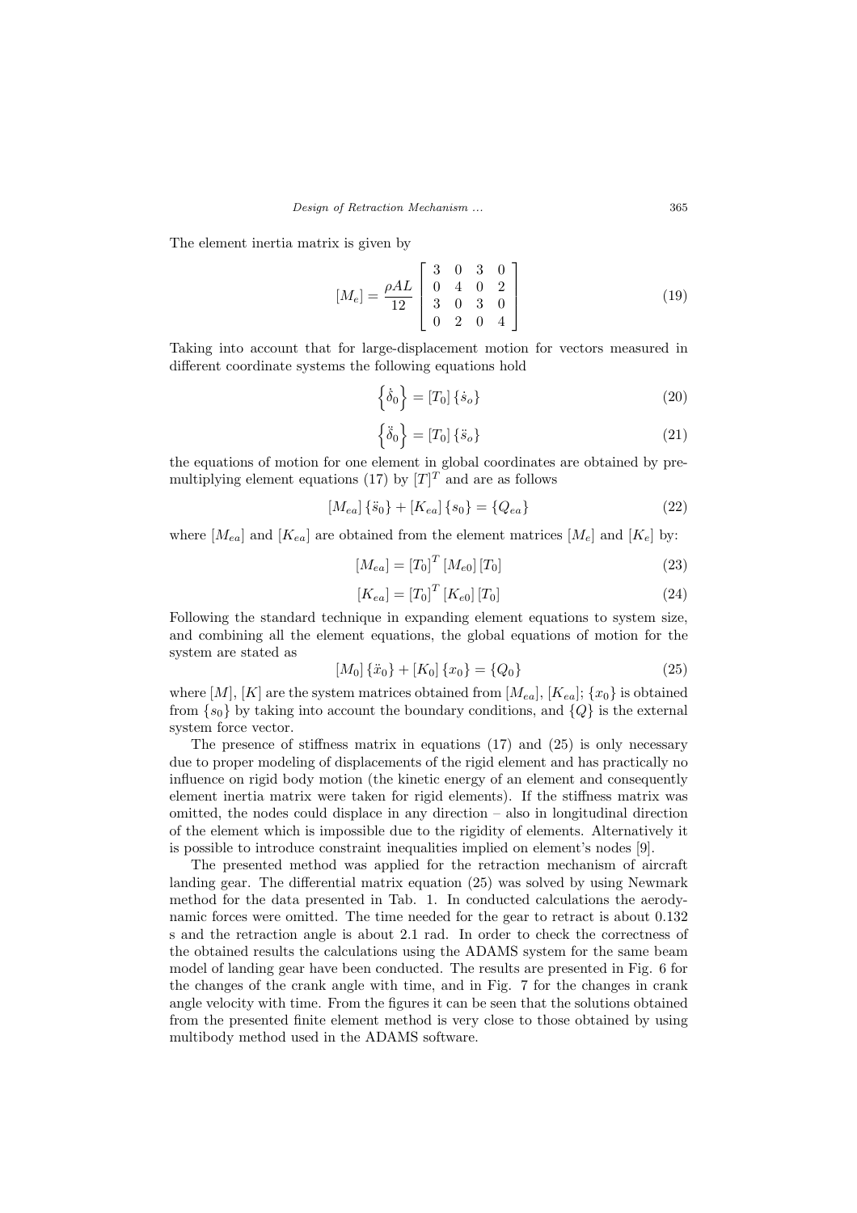The element inertia matrix is given by

$$[M_e] = \frac{\rho A L}{12} \begin{bmatrix} 3 & 0 & 3 & 0 \\ 0 & 4 & 0 & 2 \\ 3 & 0 & 3 & 0 \\ 0 & 2 & 0 & 4 \end{bmatrix} \tag{19}$$

Taking into account that for large-displacement motion for vectors measured in different coordinate systems the following equations hold

$$\left\{\dot{\delta}_0\right\} = [T_0]\{\dot{s}_o\} \tag{20}$$

$$\left\{\ddot{\delta}_0\right\} = [T_0]\{\ddot{s}_o\} \tag{21}$$

the equations of motion for one element in global coordinates are obtained by premultiplying element equations (17) by $[T]^T$ and are as follows

$$[M_{ea}]\{\ddot{s}_0\} + [K_{ea}]\{s_0\} = \{Q_{ea}\} \tag{22}$$

where $[M_{ea}]$ and $[K_{ea}]$ are obtained from the element matrices $[M_e]$ and $[K_e]$ by:

$$[M_{ea}] = [T_0]^T [M_{e0}] [T_0] \tag{23}$$

$$[K_{ea}] = [T_0]^T [K_{e0}] [T_0] \tag{24}$$

Following the standard technique in expanding element equations to system size, and combining all the element equations, the global equations of motion for the system are stated as

$$[M_0]\{\ddot{x}_0\} + [K_0]\{x_0\} = \{Q_0\} \tag{25}$$

where $[M]$, $[K]$ are the system matrices obtained from $[M_{ea}]$, $[K_{ea}]$; $\{x_0\}$ is obtained from $\{s_0\}$ by taking into account the boundary conditions, and $\{Q\}$ is the external system force vector.

The presence of stiffness matrix in equations (17) and (25) is only necessary due to proper modeling of displacements of the rigid element and has practically no influence on rigid body motion (the kinetic energy of an element and consequently element inertia matrix were taken for rigid elements). If the stiffness matrix was omitted, the nodes could displace in any direction – also in longitudinal direction of the element which is impossible due to the rigidity of elements. Alternatively it is possible to introduce constraint inequalities implied on element's nodes [9].

The presented method was applied for the retraction mechanism of aircraft landing gear. The differential matrix equation (25) was solved by using Newmark method for the data presented in Tab. 1. In conducted calculations the aerodynamic forces were omitted. The time needed for the gear to retract is about 0.132 s and the retraction angle is about 2.1 rad. In order to check the correctness of the obtained results the calculations using the ADAMS system for the same beam model of landing gear have been conducted. The results are presented in Fig. 6 for the changes of the crank angle with time, and in Fig. 7 for the changes in crank angle velocity with time. From the figures it can be seen that the solutions obtained from the presented finite element method is very close to those obtained by using multibody method used in the ADAMS software.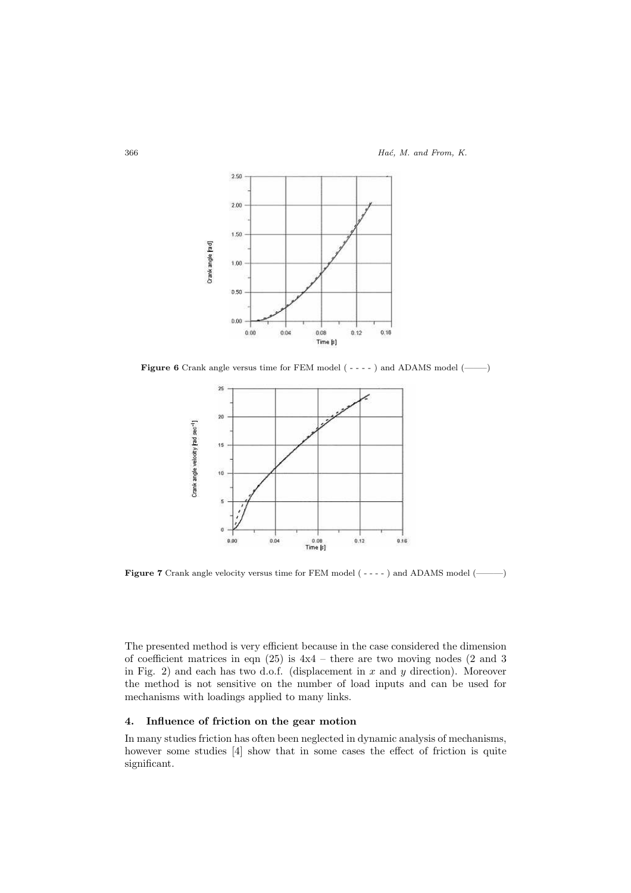Figure 6 Crank angle versus time for FEM model ( - - - - ) and ADAMS model (———)

Figure 7 Crank angle velocity versus time for FEM model ( - - - - ) and ADAMS model (———)

The presented method is very efficient because in the case considered the dimension of coefficient matrices in eqn (25) is 4x4 – there are two moving nodes (2 and 3 in Fig. 2) and each has two d.o.f. (displacement in $x$ and $y$ direction). Moreover the method is not sensitive on the number of load inputs and can be used for mechanisms with loadings applied to many links.

## 4. Influence of friction on the gear motion

In many studies friction has often been neglected in dynamic analysis of mechanisms, however some studies [4] show that in some cases the effect of friction is quite significant.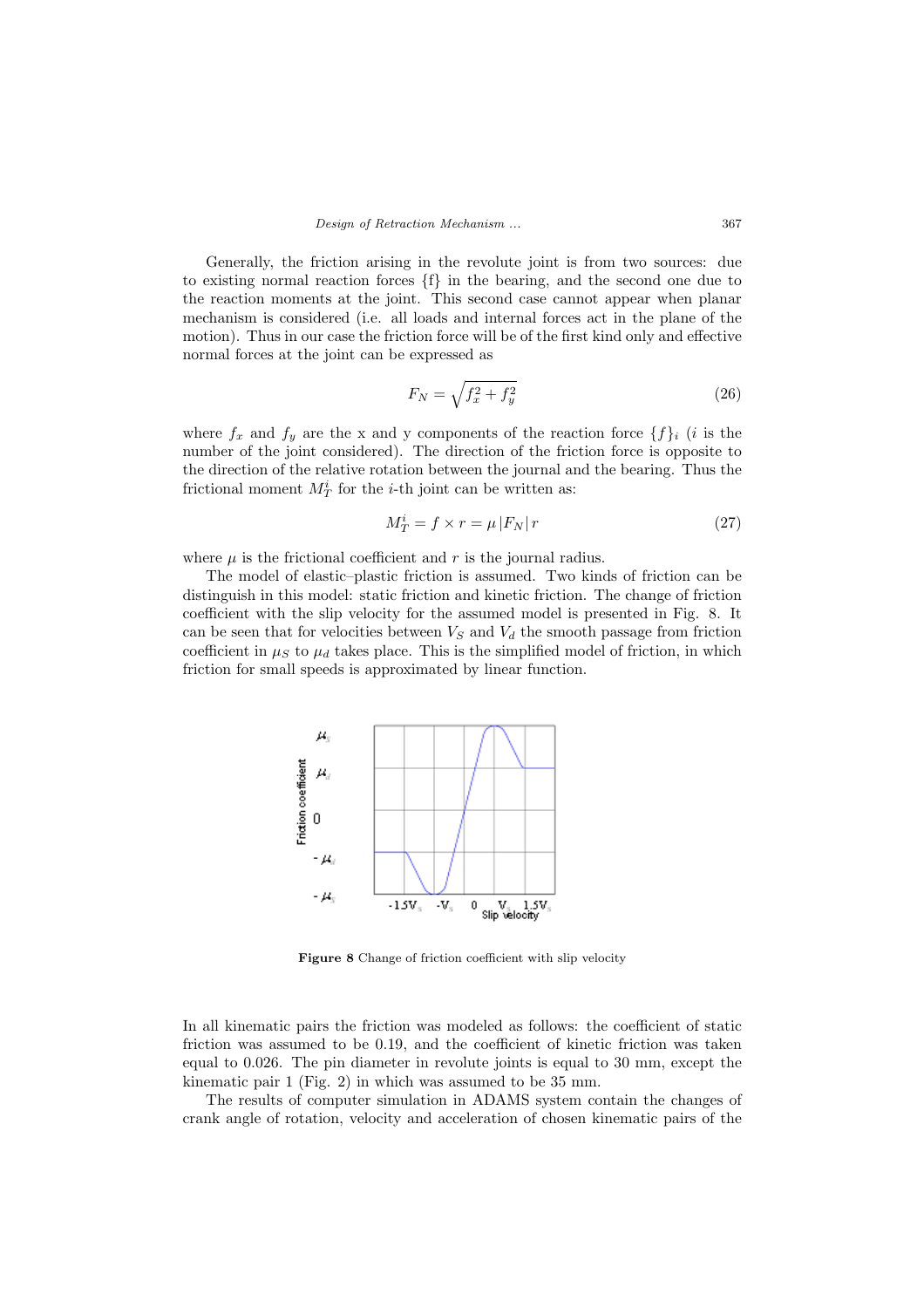Generally, the friction arising in the revolute joint is from two sources: due to existing normal reaction forces {f} in the bearing, and the second one due to the reaction moments at the joint. This second case cannot appear when planar mechanism is considered (i.e. all loads and internal forces act in the plane of the motion). Thus in our case the friction force will be of the first kind only and effective normal forces at the joint can be expressed as

$$F_N = \sqrt{f_x^2 + f_y^2} \tag{26}$$

where $f_x$ and $f_y$ are the x and y components of the reaction force $\{f\}_i$ ($i$ is the number of the joint considered). The direction of the friction force is opposite to the direction of the relative rotation between the journal and the bearing. Thus the frictional moment $M_T^i$ for the $i$-th joint can be written as:

$$M_T^i = f \times r = \mu |F_N| r \tag{27}$$

where $\mu$ is the frictional coefficient and $r$ is the journal radius.

The model of elastic–plastic friction is assumed. Two kinds of friction can be distinguish in this model: static friction and kinetic friction. The change of friction coefficient with the slip velocity for the assumed model is presented in Fig. 8. It can be seen that for velocities between $V_S$ and $V_d$ the smooth passage from friction coefficient in $\mu_S$ to $\mu_d$ takes place. This is the simplified model of friction, in which friction for small speeds is approximated by linear function.

**Figure 8** Change of friction coefficient with slip velocity

In all kinematic pairs the friction was modeled as follows: the coefficient of static friction was assumed to be 0.19, and the coefficient of kinetic friction was taken equal to 0.026. The pin diameter in revolute joints is equal to 30 mm, except the kinematic pair 1 (Fig. 2) in which was assumed to be 35 mm.

The results of computer simulation in ADAMS system contain the changes of crank angle of rotation, velocity and acceleration of chosen kinematic pairs of the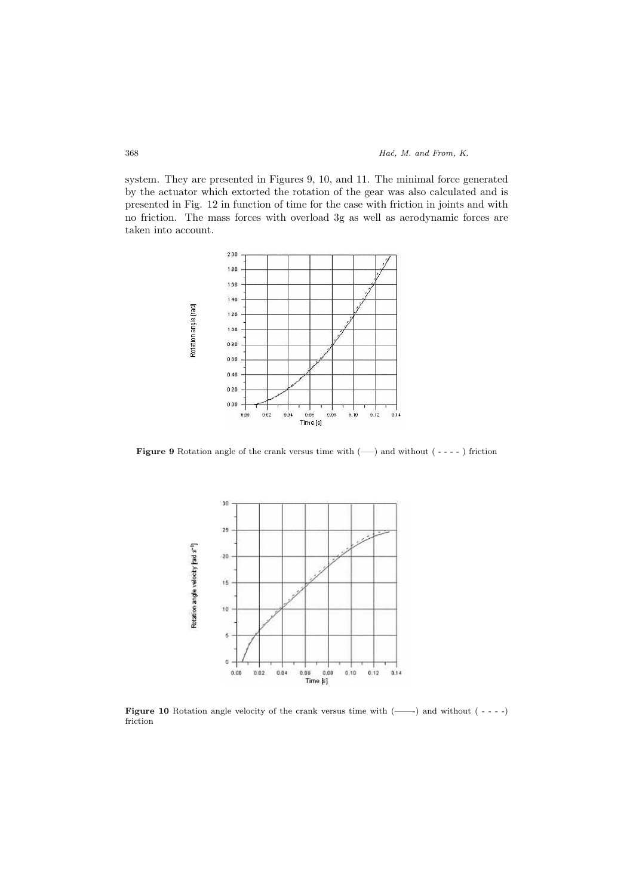system. They are presented in Figures 9, 10, and 11. The minimal force generated by the actuator which extorted the rotation of the gear was also calculated and is presented in Fig. 12 in function of time for the case with friction in joints and with no friction. The mass forces with overload 3g as well as aerodynamic forces are taken into account.

**Figure 9** Rotation angle of the crank versus time with (—–) and without ( - - - - ) friction

**Figure 10** Rotation angle velocity of the crank versus time with (——) and without ( - - - -) friction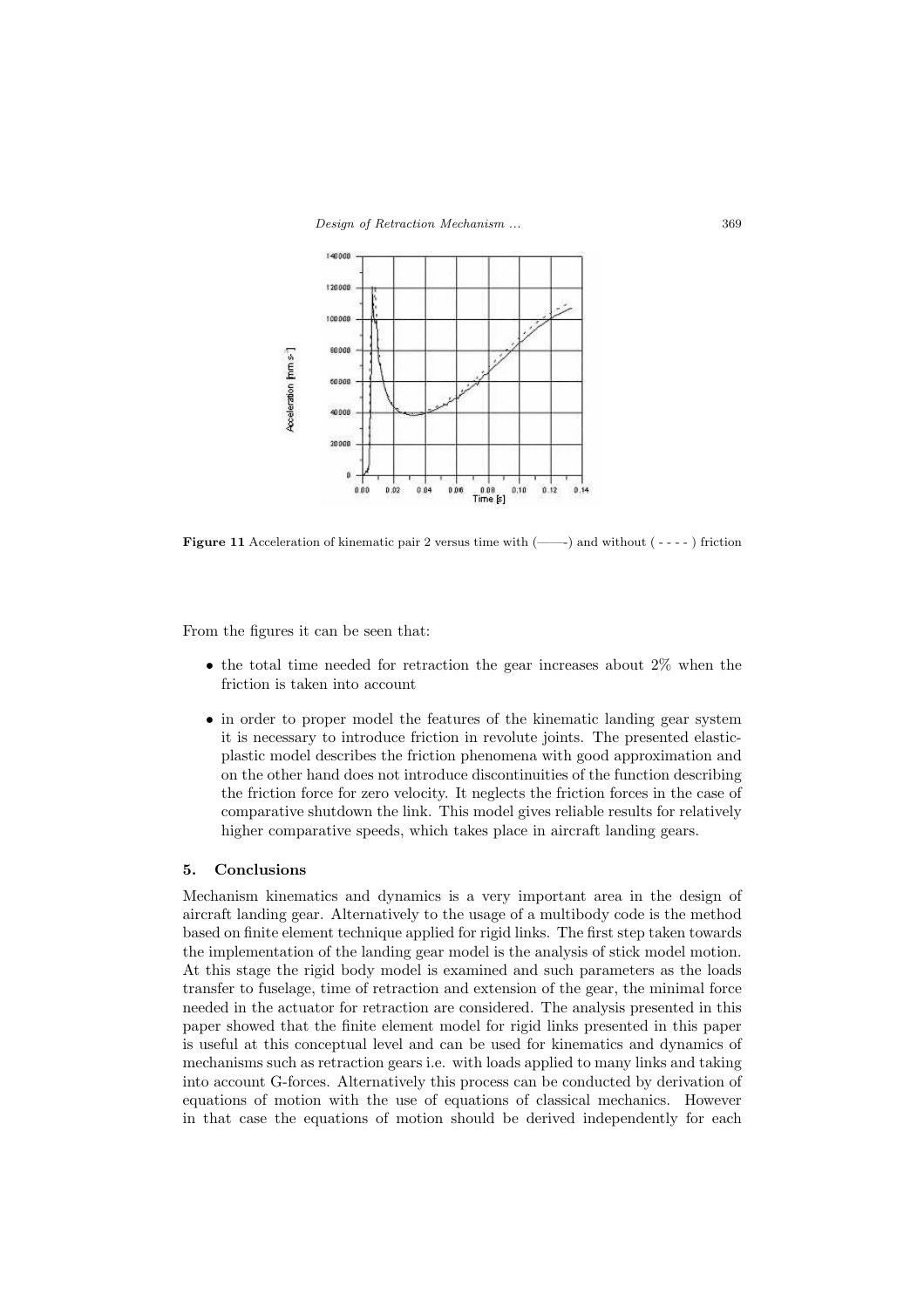Figure 11 Acceleration of kinematic pair 2 versus time with (——) and without ( - - - - ) friction

From the figures it can be seen that:

- the total time needed for retraction the gear increases about 2% when the friction is taken into account
- in order to proper model the features of the kinematic landing gear system it is necessary to introduce friction in revolute joints. The presented elastic-plastic model describes the friction phenomena with good approximation and on the other hand does not introduce discontinuities of the function describing the friction force for zero velocity. It neglects the friction forces in the case of comparative shutdown the link. This model gives reliable results for relatively higher comparative speeds, which takes place in aircraft landing gears.

## 5. Conclusions

Mechanism kinematics and dynamics is a very important area in the design of aircraft landing gear. Alternatively to the usage of a multibody code is the method based on finite element technique applied for rigid links. The first step taken towards the implementation of the landing gear model is the analysis of stick model motion. At this stage the rigid body model is examined and such parameters as the loads transfer to fuselage, time of retraction and extension of the gear, the minimal force needed in the actuator for retraction are considered. The analysis presented in this paper showed that the finite element model for rigid links presented in this paper is useful at this conceptual level and can be used for kinematics and dynamics of mechanisms such as retraction gears i.e. with loads applied to many links and taking into account G-forces. Alternatively this process can be conducted by derivation of equations of motion with the use of equations of classical mechanics. However in that case the equations of motion should be derived independently for each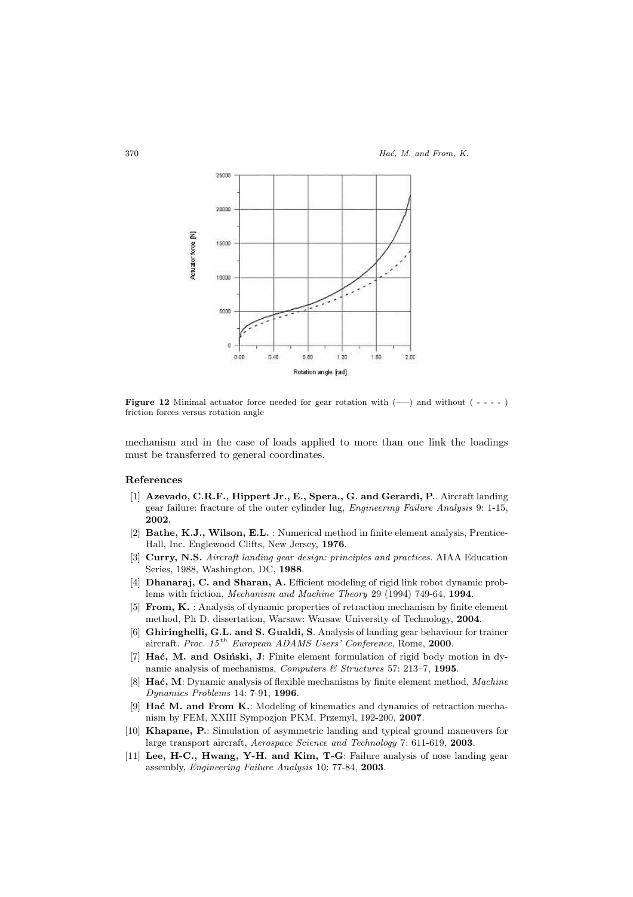Figure 12 Minimal actuator force needed for gear rotation with (—–) and without ( - - - - ) friction forces versus rotation angle

mechanism and in the case of loads applied to more than one link the loadings must be transferred to general coordinates.

## References

[1] **Azevado, C.R.F., Hippert Jr., E., Spera., G. and Gerardi, P.**. Aircraft landing gear failure: fracture of the outer cylinder lug, *Engineering Failure Analysis* 9: 1-15, **2002**.

[2] **Bathe, K.J., Wilson, E.L.** : Numerical method in finite element analysis, Prentice-Hall, Inc. Englewood Clifts, New Jersey, **1976**.

[3] **Curry, N.S.** *Aircraft landing gear design: principles and practices*. AIAA Education Series, 1988, Washington, DC, **1988**.

[4] **Dhanaraj, C. and Sharan, A.** Efficient modeling of rigid link robot dynamic problems with friction, *Mechanism and Machine Theory* 29 (1994) 749-64, **1994**.

[5] **From, K.** : Analysis of dynamic properties of retraction mechanism by finite element method, Ph D. dissertation, Warsaw: Warsaw University of Technology, **2004**.

[6] **Ghiringhelli, G.L. and S. Gualdi, S**. Analysis of landing gear behaviour for trainer aircraft. *Proc. 15$^{th}$ European ADAMS Users' Conference*, Rome, **2000**.

[7] **Hać, M. and Osiński, J**: Finite element formulation of rigid body motion in dynamic analysis of mechanisms, *Computers & Structures* 57: 213–7, **1995**.

[8] **Hać, M**: Dynamic analysis of flexible mechanisms by finite element method, *Machine Dynamics Problems* 14: 7-91, **1996**.

[9] **Hać M. and From K.**: Modeling of kinematics and dynamics of retraction mechanism by FEM, XXIII Sympozjon PKM, Przemyl, 192-200, **2007**.

[10] **Khapane, P.**: Simulation of asymmetric landing and typical ground maneuvers for large transport aircraft, *Aerospace Science and Technology* 7: 611-619, **2003**.

[11] **Lee, H-C., Hwang, Y-H. and Kim, T-G**: Failure analysis of nose landing gear assembly, *Engineering Failure Analysis* 10: 77-84, **2003**.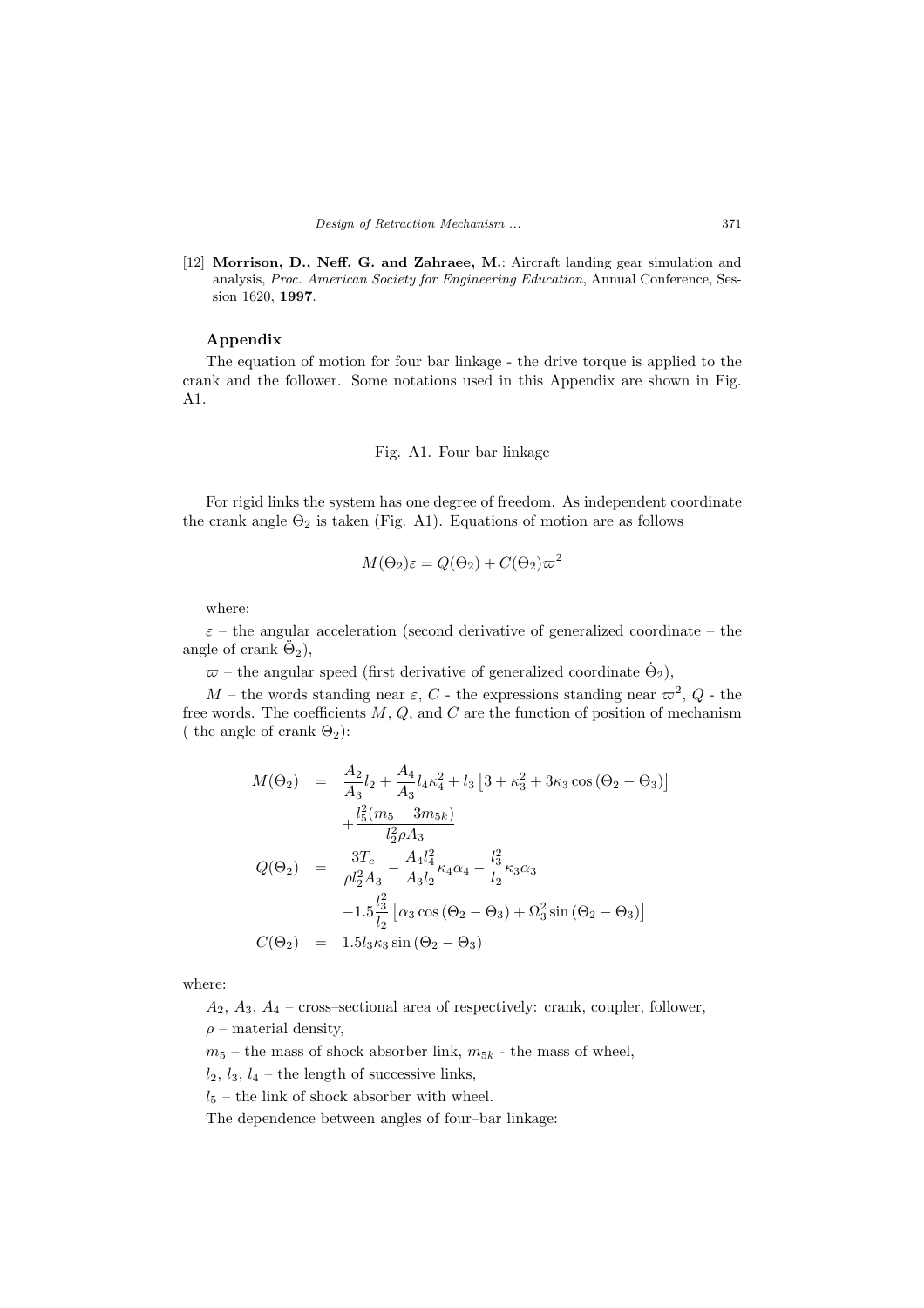[12] **Morrison, D., Neff, G. and Zahraee, M.**: Aircraft landing gear simulation and analysis, *Proc. American Society for Engineering Education*, Annual Conference, Session 1620, **1997**.

### Appendix

The equation of motion for four bar linkage - the drive torque is applied to the crank and the follower. Some notations used in this Appendix are shown in Fig. A1.

Fig. A1. Four bar linkage

For rigid links the system has one degree of freedom. As independent coordinate the crank angle $\Theta_2$ is taken (Fig. A1). Equations of motion are as follows

$$M(\Theta_2)\varepsilon = Q(\Theta_2) + C(\Theta_2)\varpi^2$$

where:

$\varepsilon$ – the angular acceleration (second derivative of generalized coordinate – the angle of crank $\ddot{\Theta}_2$),

$\varpi$ – the angular speed (first derivative of generalized coordinate $\dot{\Theta}_2$),

$M$ – the words standing near $\varepsilon$, $C$ - the expressions standing near $\varpi^2$, $Q$ - the free words. The coefficients $M$, $Q$, and $C$ are the function of position of mechanism ( the angle of crank $\Theta_2$):

$$\begin{aligned}
M(\Theta_2) &= \frac{A_2}{A_3}l_2 + \frac{A_4}{A_3}l_4\kappa_4^2 + l_3\left[3 + \kappa_3^2 + 3\kappa_3\cos\left(\Theta_2 - \Theta_3\right)\right] \\
&\quad + \frac{l_5^2(m_5 + 3m_{5k})}{l_2^2\rho A_3} \\
Q(\Theta_2) &= \frac{3T_c}{\rho l_2^2 A_3} - \frac{A_4 l_4^2}{A_3 l_2}\kappa_4\alpha_4 - \frac{l_3^2}{l_2}\kappa_3\alpha_3 \\
&\quad - 1.5\frac{l_3^2}{l_2}\left[\alpha_3\cos\left(\Theta_2 - \Theta_3\right) + \Omega_3^2\sin\left(\Theta_2 - \Theta_3\right)\right] \\
C(\Theta_2) &= 1.5 l_3\kappa_3\sin\left(\Theta_2 - \Theta_3\right)
\end{aligned}$$

where:

$A_2$, $A_3$, $A_4$ – cross–sectional area of respectively: crank, coupler, follower,

$\rho$ – material density,

$m_5$ – the mass of shock absorber link, $m_{5k}$ - the mass of wheel,

$l_2$, $l_3$, $l_4$ – the length of successive links,

$l_5$ – the link of shock absorber with wheel.

The dependence between angles of four–bar linkage: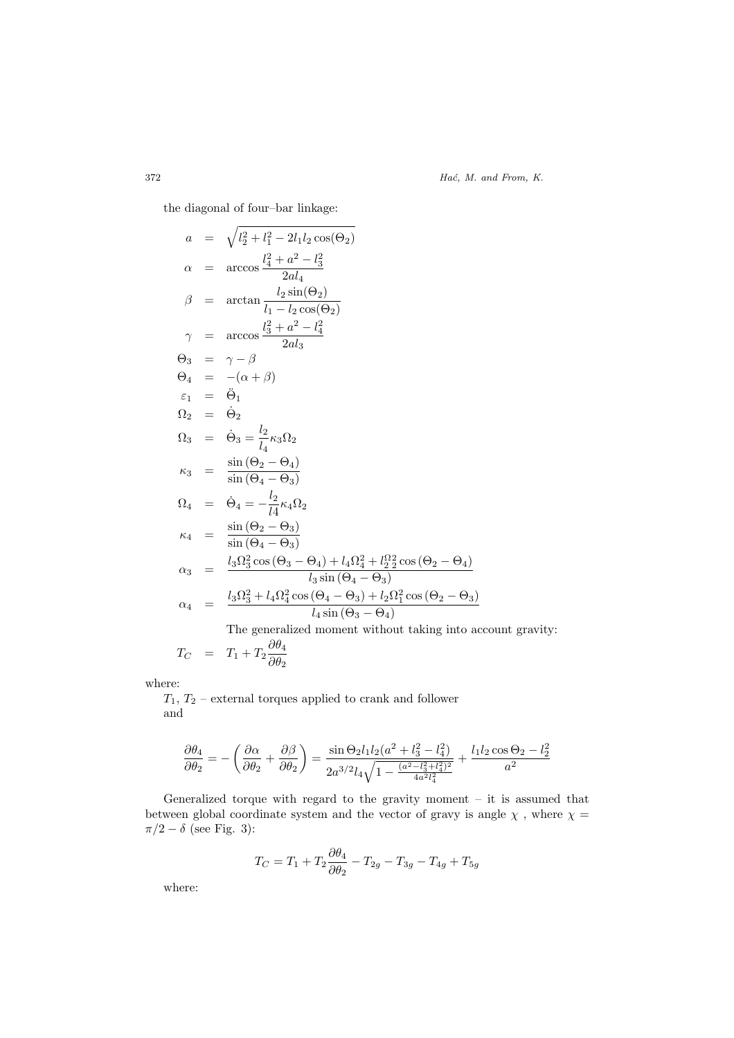the diagonal of four–bar linkage:

$$
\begin{aligned}
a &= \sqrt{l_2^2 + l_1^2 - 2l_1 l_2 \cos(\Theta_2)} \\
\alpha &= \arccos \frac{l_4^2 + a^2 - l_3^2}{2al_4} \\
\beta &= \arctan \frac{l_2 \sin(\Theta_2)}{l_1 - l_2 \cos(\Theta_2)} \\
\gamma &= \arccos \frac{l_3^2 + a^2 - l_4^2}{2al_3} \\
\Theta_3 &= \gamma - \beta \\
\Theta_4 &= -(\alpha + \beta) \\
\varepsilon_1 &= \ddot{\Theta}_1 \\
\Omega_2 &= \dot{\Theta}_2 \\
\Omega_3 &= \dot{\Theta}_3 = \frac{l_2}{l_4} \kappa_3 \Omega_2 \\
\kappa_3 &= \frac{\sin(\Theta_2 - \Theta_4)}{\sin(\Theta_4 - \Theta_3)} \\
\Omega_4 &= \dot{\Theta}_4 = -\frac{l_2}{l4} \kappa_4 \Omega_2 \\
\kappa_4 &= \frac{\sin(\Theta_2 - \Theta_3)}{\sin(\Theta_4 - \Theta_3)} \\
\alpha_3 &= \frac{l_3 \Omega_3^2 \cos(\Theta_3 - \Theta_4) + l_4 \Omega_4^2 + l_2^{\Omega_2^2} \cos(\Theta_2 - \Theta_4)}{l_3 \sin(\Theta_4 - \Theta_3)} \\
\alpha_4 &= \frac{l_3 \Omega_3^2 + l_4 \Omega_4^2 \cos(\Theta_4 - \Theta_3) + l_2 \Omega_1^2 \cos(\Theta_2 - \Theta_3)}{l_4 \sin(\Theta_3 - \Theta_4)}
\end{aligned}
$$

The generalized moment without taking into account gravity:

$$
T_C = T_1 + T_2 \frac{\partial \theta_4}{\partial \theta_2}
$$

where:

$T_1$, $T_2$ – external torques applied to crank and follower and

$$
\frac{\partial \theta_4}{\partial \theta_2} = -\left( \frac{\partial \alpha}{\partial \theta_2} + \frac{\partial \beta}{\partial \theta_2} \right) = \frac{\sin \Theta_2 l_1 l_2 (a^2 + l_3^2 - l_4^2)}{2a^{3/2} l_4 \sqrt{1 - \frac{(a^2 - l_3^2 + l_4^2)^2}{4a^2 l_4^2}}} + \frac{l_1 l_2 \cos \Theta_2 - l_2^2}{a^2}
$$

Generalized torque with regard to the gravity moment – it is assumed that between global coordinate system and the vector of gravy is angle $\chi$ , where $\chi = \pi/2 - \delta$ (see Fig. 3):

$$
T_C = T_1 + T_2 \frac{\partial \theta_4}{\partial \theta_2} - T_{2g} - T_{3g} - T_{4g} + T_{5g}
$$

where: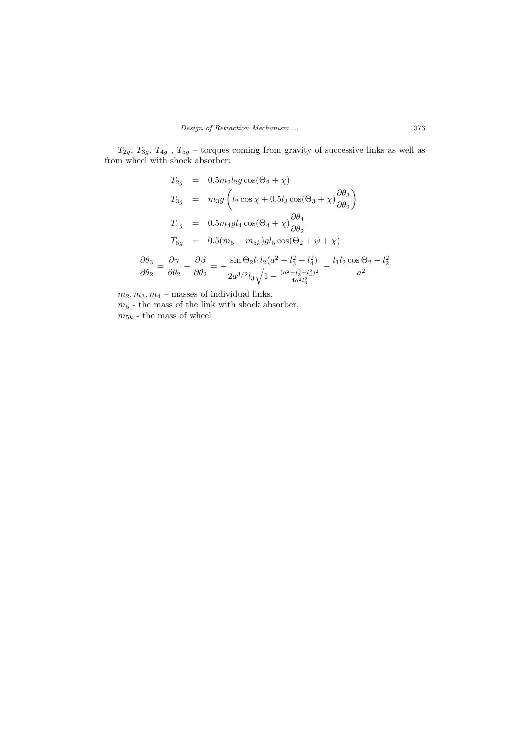$T_{2g}$, $T_{3g}$, $T_{4g}$ , $T_{5g}$ – torques coming from gravity of successive links as well as from wheel with shock absorber:

$$
\begin{aligned}
T_{2g} &= 0.5 m_2 l_2 g \cos(\Theta_2 + \chi) \\
T_{3g} &= m_3 g \left( l_2 \cos\chi + 0.5 l_3 \cos(\Theta_3 + \chi) \frac{\partial \theta_3}{\partial \theta_2} \right) \\
T_{4g} &= 0.5 m_4 g l_4 \cos(\Theta_4 + \chi) \frac{\partial \theta_4}{\partial \theta_2} \\
T_{5g} &= 0.5 (m_5 + m_{5k}) g l_5 \cos(\Theta_2 + \psi + \chi)
\end{aligned}
$$

$$
\frac{\partial \theta_3}{\partial \theta_2} = \frac{\partial \gamma}{\partial \theta_2} - \frac{\partial \beta}{\partial \theta_2} = -\frac{\sin\Theta_2 l_1 l_2 (a^2 - l_3^2 + l_4^2)}{2a^{3/2} l_3 \sqrt{1 - \frac{(a^2 + l_3^2 - l_4^2)^2}{4a^2 l_3^2}}} - \frac{l_1 l_2 \cos\Theta_2 - l_2^2}{a^2}
$$

$m_2, m_3, m_4$ – masses of individual links,

$m_5$ - the mass of the link with shock absorber,

$m_{5k}$ - the mass of wheel